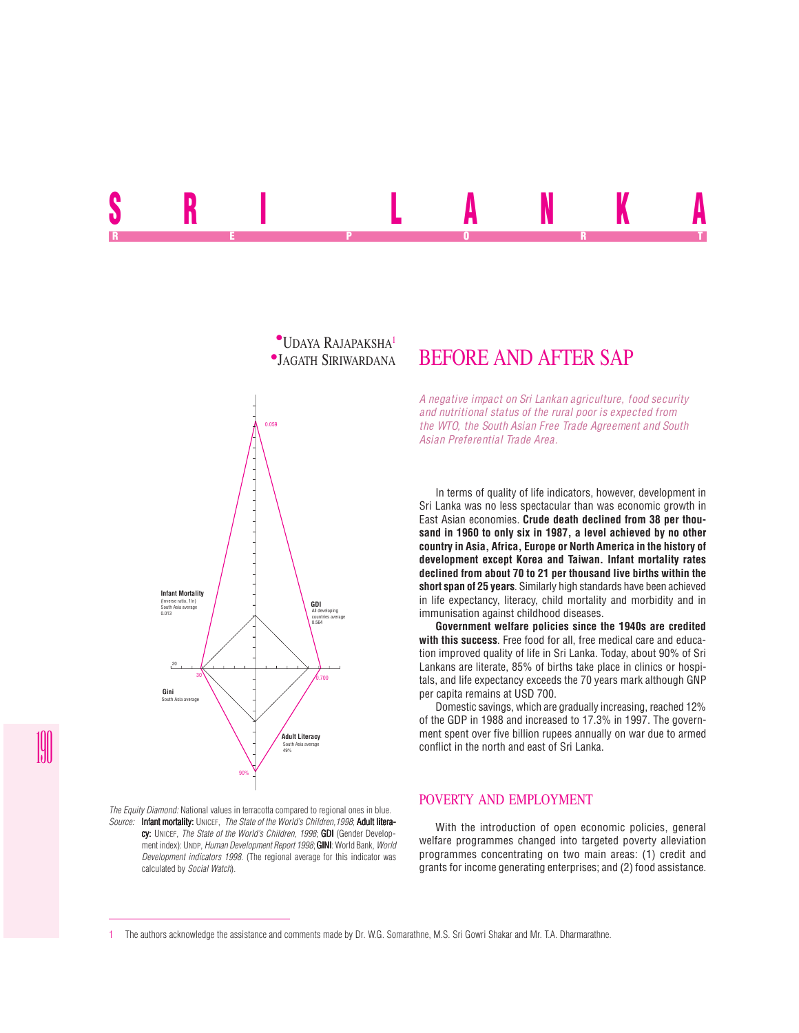# SRI LANKA

REPORT

- UDAYA RAJAPAKSHA[1]
- JAGATH SIRIWARDANA

## BEFORE AND AFTER SAP

*A negative impact on Sri Lankan agriculture, food security and nutritional status of the rural poor is expected from the WTO, the South Asian Free Trade Agreement and South Asian Preferential Trade Area.*

In terms of quality of life indicators, however, development in Sri Lanka was no less spectacular than was economic growth in East Asian economies. **Crude death declined from 38 per thousand in 1960 to only six in 1987, a level achieved by no other country in Asia, Africa, Europe or North America in the history of development except Korea and Taiwan. Infant mortality rates declined from about 70 to 21 per thousand live births within the short span of 25 years**. Similarly high standards have been achieved in life expectancy, literacy, child mortality and morbidity and in immunisation against childhood diseases.

**Government welfare policies since the 1940s are credited with this success**. Free food for all, free medical care and education improved quality of life in Sri Lanka. Today, about 90% of Sri Lankans are literate, 85% of births take place in clinics or hospitals, and life expectancy exceeds the 70 years mark although GNP per capita remains at USD 700.

Domestic savings, which are gradually increasing, reached 12% of the GDP in 1988 and increased to 17.3% in 1997. The government spent over five billion rupees annually on war due to armed conflict in the north and east of Sri Lanka.

### POVERTY AND EMPLOYMENT

With the introduction of open economic policies, general welfare programmes changed into targeted poverty alleviation programmes concentrating on two main areas: (1) credit and grants for income generating enterprises; and (2) food assistance.

Infant Mortality (inverse ratio, 1/n) South Asia average 0.013; 0.059

GDI All developing countries average 0.564; 0.700

Gini South Asia average; 20; 30

Adult Literacy South Asia average 49%; 90%

*The Equity Diamond:* National values in terracotta compared to regional ones in blue.

*Source:* **Infant mortality:** UNICEF, *The State of the World's Children,1998*; **Adult literacy:** UNICEF, *The State of the World's Children, 1998*; **GDI** (Gender Development index): UNDP, *Human Development Report 1998*; **GINI**: World Bank, *World Development indicators 1998*. (The regional average for this indicator was calculated by *Social Watch*).

---

[1] The authors acknowledge the assistance and comments made by Dr. W.G. Somarathne, M.S. Sri Gowri Shakar and Mr. T.A. Dharmarathne.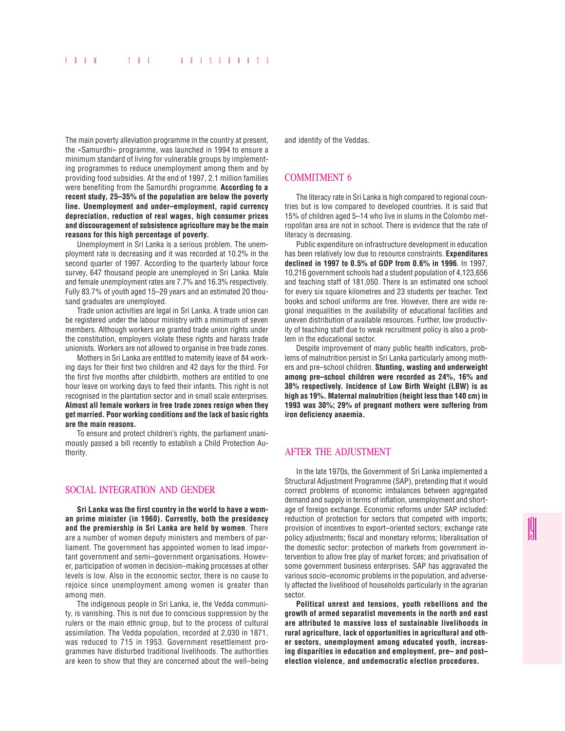The main poverty alleviation programme in the country at present, the «Samurdhi» programme, was launched in 1994 to ensure a minimum standard of living for vulnerable groups by implementing programmes to reduce unemployment among them and by providing food subsidies. At the end of 1997, 2.1 million families were benefiting from the Samurdhi programme. **According to a recent study, 25–35% of the population are below the poverty line. Unemployment and under–employment, rapid currency depreciation, reduction of real wages, high consumer prices and discouragement of subsistence agriculture may be the main reasons for this high percentage of poverty.**

Unemployment in Sri Lanka is a serious problem. The unemployment rate is decreasing and it was recorded at 10.2% in the second quarter of 1997. According to the quarterly labour force survey, 647 thousand people are unemployed in Sri Lanka. Male and female unemployment rates are 7.7% and 16.3% respectively. Fully 83.7% of youth aged 15–29 years and an estimated 20 thousand graduates are unemployed.

Trade union activities are legal in Sri Lanka. A trade union can be registered under the labour ministry with a minimum of seven members. Although workers are granted trade union rights under the constitution, employers violate these rights and harass trade unionists. Workers are not allowed to organise in free trade zones.

Mothers in Sri Lanka are entitled to maternity leave of 84 working days for their first two children and 42 days for the third. For the first five months after childbirth, mothers are entitled to one hour leave on working days to feed their infants. This right is not recognised in the plantation sector and in small scale enterprises. **Almost all female workers in free trade zones resign when they get married. Poor working conditions and the lack of basic rights are the main reasons.**

To ensure and protect children's rights, the parliament unanimously passed a bill recently to establish a Child Protection Authority.

## SOCIAL INTEGRATION AND GENDER

**Sri Lanka was the first country in the world to have a woman prime minister (in 1960). Currently, both the presidency and the premiership in Sri Lanka are held by women**. There are a number of women deputy ministers and members of parliament. The government has appointed women to lead important government and semi–government organisations. However, participation of women in decision–making processes at other levels is low. Also in the economic sector, there is no cause to rejoice since unemployment among women is greater than among men.

The indigenous people in Sri Lanka, ie, the Vedda community, is vanishing. This is not due to conscious suppression by the rulers or the main ethnic group, but to the process of cultural assimilation. The Vedda population, recorded at 2,030 in 1871, was reduced to 715 in 1953. Government resettlement programmes have disturbed traditional livelihoods. The authorities are keen to show that they are concerned about the well–being and identity of the Veddas.

## COMMITMENT 6

The literacy rate in Sri Lanka is high compared to regional countries but is low compared to developed countries. It is said that 15% of children aged 5–14 who live in slums in the Colombo metropolitan area are not in school. There is evidence that the rate of literacy is decreasing.

Public expenditure on infrastructure development in education has been relatively low due to resource constraints. **Expenditures declined in 1997 to 0.5% of GDP from 0.6% in 1996**. In 1997, 10,216 government schools had a student population of 4,123,656 and teaching staff of 181,050. There is an estimated one school for every six square kilometres and 23 students per teacher. Text books and school uniforms are free. However, there are wide regional inequalities in the availability of educational facilities and uneven distribution of available resources. Further, low productivity of teaching staff due to weak recruitment policy is also a problem in the educational sector.

Despite improvement of many public health indicators, problems of malnutrition persist in Sri Lanka particularly among mothers and pre–school children. **Stunting, wasting and underweight among pre–school children were recorded as 24%, 16% and 38% respectively. Incidence of Low Birth Weight (LBW) is as high as 19%. Maternal malnutrition (height less than 140 cm) in 1993 was 30%; 29% of pregnant mothers were suffering from iron deficiency anaemia.**

## AFTER THE ADJUSTMENT

In the late 1970s, the Government of Sri Lanka implemented a Structural Adjustment Programme (SAP), pretending that it would correct problems of economic imbalances between aggregated demand and supply in terms of inflation, unemployment and shortage of foreign exchange. Economic reforms under SAP included: reduction of protection for sectors that competed with imports; provision of incentives to export–oriented sectors; exchange rate policy adjustments; fiscal and monetary reforms; liberalisation of the domestic sector; protection of markets from government intervention to allow free play of market forces; and privatisation of some government business enterprises. SAP has aggravated the various socio–economic problems in the population, and adversely affected the livelihood of households particularly in the agrarian sector.

**Political unrest and tensions, youth rebellions and the growth of armed separatist movements in the north and east are attributed to massive loss of sustainable livelihoods in rural agriculture, lack of opportunities in agricultural and other sectors, unemployment among educated youth, increasing disparities in education and employment, pre– and post–election violence, and undemocratic election procedures.**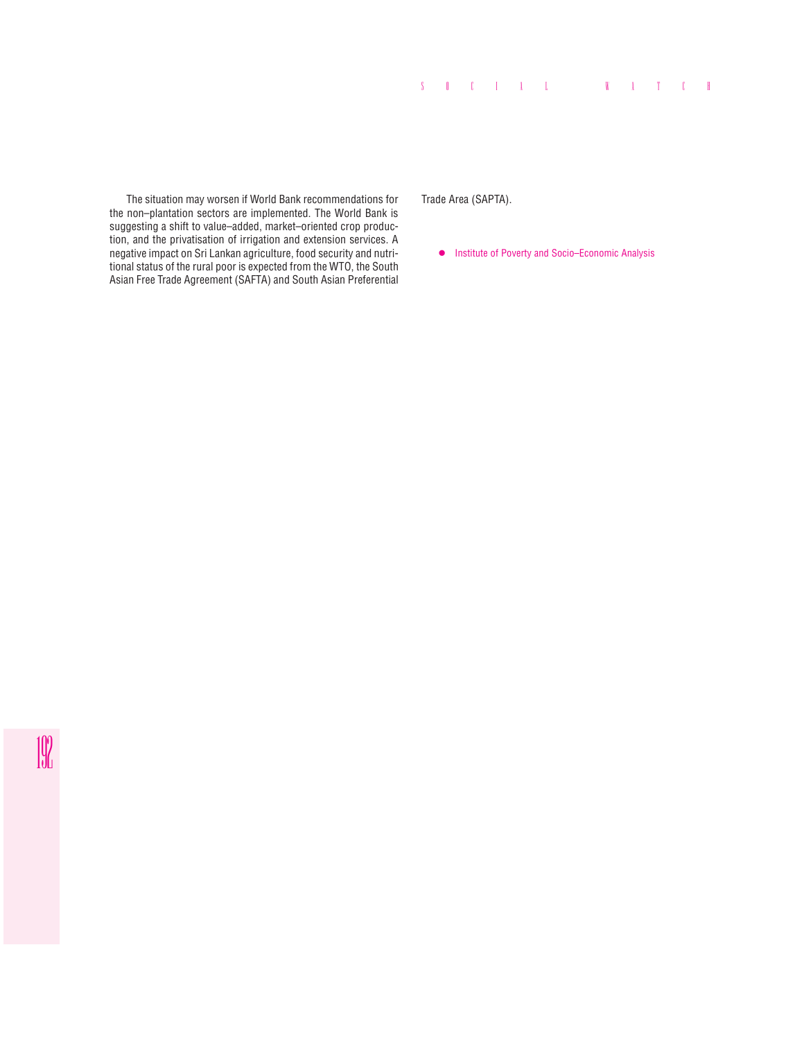The situation may worsen if World Bank recommendations for the non–plantation sectors are implemented. The World Bank is suggesting a shift to value–added, market–oriented crop production, and the privatisation of irrigation and extension services. A negative impact on Sri Lankan agriculture, food security and nutritional status of the rural poor is expected from the WTO, the South Asian Free Trade Agreement (SAFTA) and South Asian Preferential Trade Area (SAPTA).

- Institute of Poverty and Socio–Economic Analysis